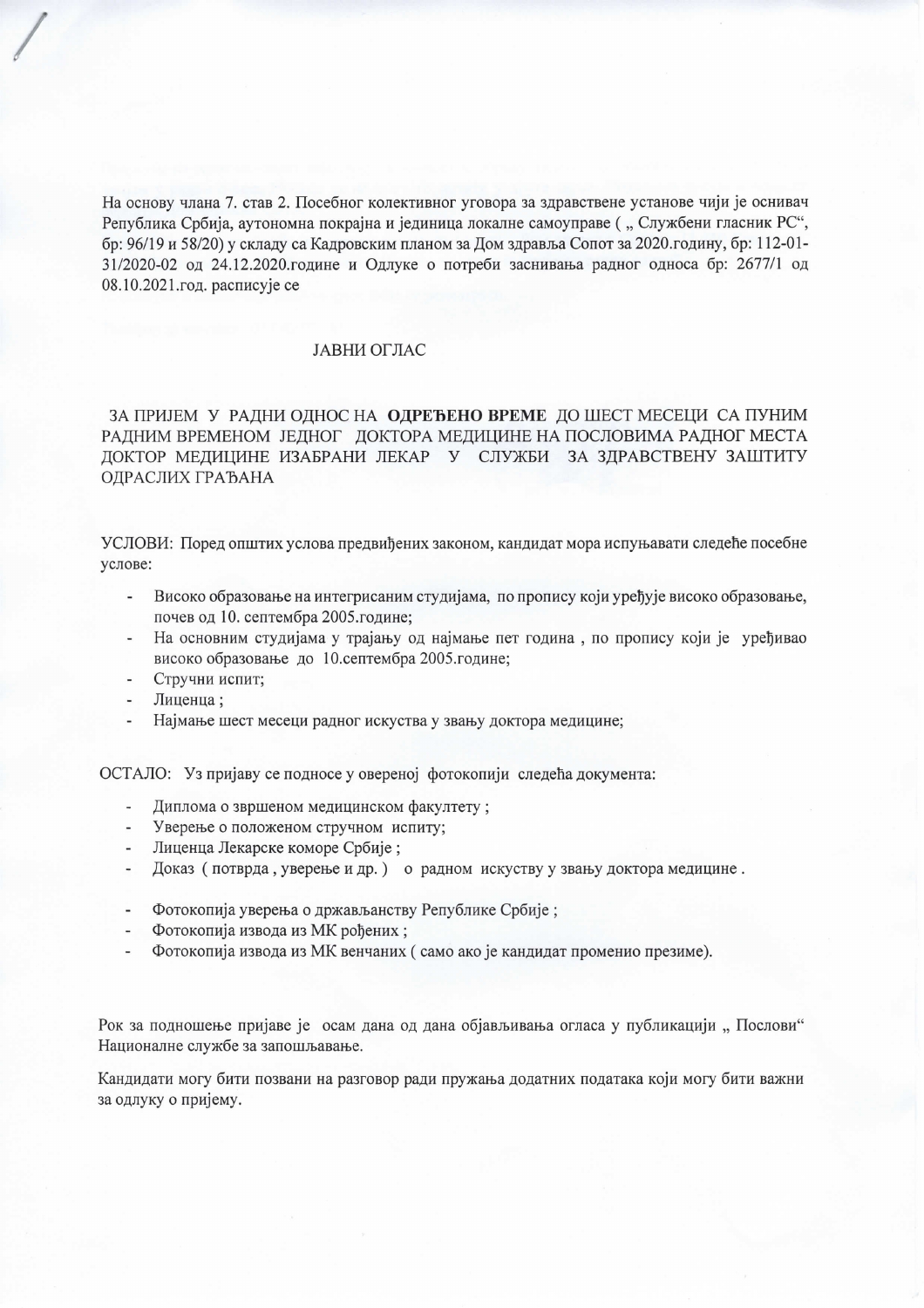На основу члана 7. став 2. Посебног колективног уговора за здравствене установе чији је оснивач Република Србија, аутономна покрајна и јединица локалне самоуправе ( „ Службени гласник РС", бр: 96/19 и 58/20) у складу са Кадровским планом за Дом здравља Сопот за 2020.годину, бр: 112-01-31/2020-02 од 24.12.2020.године и Одлуке о потреби заснивања радног односа бр: 2677/1 од 08.10.2021.год. расписује се

# ЈАВНИ ОГЛАС

## ЗА ПРИЈЕМ У РАДНИ ОДНОС НА **ОДРЕЂЕНО ВРЕМЕ** ДО ШЕСТ МЕСЕЦИ СА ПУНИМ РАДНИМ ВРЕМЕНОМ ЈЕДНОГ ДОКТОРА МЕДИЦИНЕ НА ПОСЛОВИМА РАДНОГ МЕСТА ДОКТОР МЕДИЦИНЕ ИЗАБРАНИ ЛЕКАР У СЛУЖБИ ЗА ЗДРАВСТВЕНУ ЗАШТИТУ ОДРАСЛИХ ГРАЂАНА

УСЛОВИ: Поред општих услова предвиђених законом, кандидат мора испуњавати следеће посебне услове:

- Високо образовање на интегрисаним студијама, по пропису који уређује високо образовање, почев од 10. септембра 2005.године;
- На основним студијама у трајању од најмање пет година , по пропису који је уређивао високо образовање до 10.септембра 2005.године;
- Стручни испит;
- Лиценца ;
- Најмање шест месеци радног искуства у звању доктора медицине;

ОСТАЛО: Уз пријаву се подносе у овереној фотокопији следећа документа:

- Диплома о звршеном медицинском факултету ;
- Уверење о положеном стручном испиту;
- Лиценца Лекарске коморе Србије ;
- Доказ ( потврда , уверење и др. ) о радном искуству у звању доктора медицине .

- Фотокопија уверења о држављанству Републике Србије ;
- Фотокопија извода из МК рођених ;
- Фотокопија извода из МК венчаних ( само ако је кандидат променио презиме).

Рок за подношење пријаве је осам дана од дана објављивања огласа у публикацији „ Послови" Националне службе за запошљавање.

Кандидати могу бити позвани на разговор ради пружања додатних података који могу бити важни за одлуку о пријему.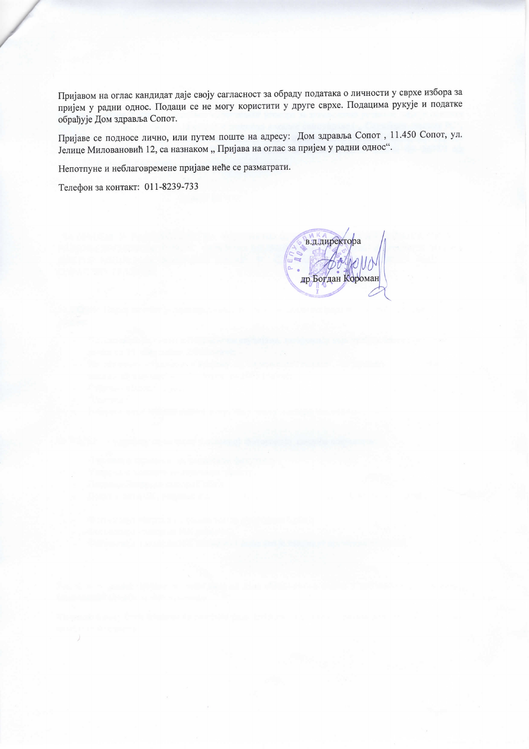Пријавом на оглас кандидат даје своју сагласност за обраду података о личности у сврхе избора за пријем у радни однос. Подаци се не могу користити у друге сврхе. Подацима рукује и податке обрађује Дом здравља Сопот.

Пријаве се подносе лично, или путем поште на адресу: Дом здравља Сопот , 11.450 Сопот, ул. Јелице Миловановић 12, са назнаком „ Пријава на оглас за пријем у радни однос“.

Непотпуне и неблаговремене пријаве неће се разматрати.

Телефон за контакт: 011-8239-733

в.д.директора

др Богдан Короман